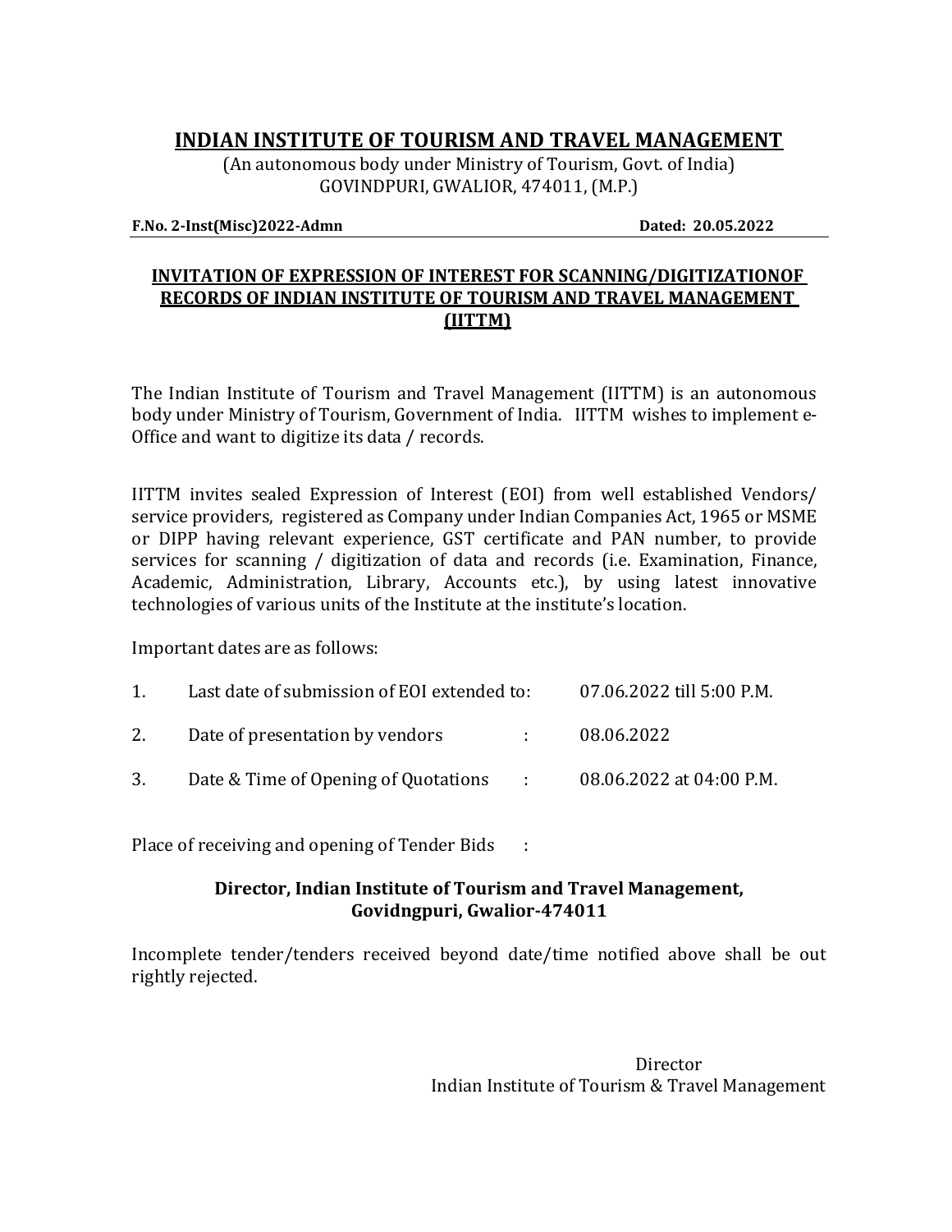# INDIAN INSTITUTE OF TOURISM AND TRAVEL MANAGEMENT

(An autonomous body under Ministry of Tourism, Govt. of India)
GOVINDPURI, GWALIOR, 474011, (M.P.)

**F.No. 2-Inst(Misc)2022-Admn** **Dated: 20.05.2022**

## INVITATION OF EXPRESSION OF INTEREST FOR SCANNING/DIGITIZATIONOF RECORDS OF INDIAN INSTITUTE OF TOURISM AND TRAVEL MANAGEMENT (IITTM)

The Indian Institute of Tourism and Travel Management (IITTM) is an autonomous body under Ministry of Tourism, Government of India. IITTM wishes to implement e-Office and want to digitize its data / records.

IITTM invites sealed Expression of Interest (EOI) from well established Vendors/ service providers, registered as Company under Indian Companies Act, 1965 or MSME or DIPP having relevant experience, GST certificate and PAN number, to provide services for scanning / digitization of data and records (i.e. Examination, Finance, Academic, Administration, Library, Accounts etc.), by using latest innovative technologies of various units of the Institute at the institute's location.

Important dates are as follows:

1. Last date of submission of EOI extended to: 07.06.2022 till 5:00 P.M.
2. Date of presentation by vendors : 08.06.2022
3. Date & Time of Opening of Quotations : 08.06.2022 at 04:00 P.M.

Place of receiving and opening of Tender Bids :

**Director, Indian Institute of Tourism and Travel Management, Govidngpuri, Gwalior-474011**

Incomplete tender/tenders received beyond date/time notified above shall be out rightly rejected.

Director
Indian Institute of Tourism & Travel Management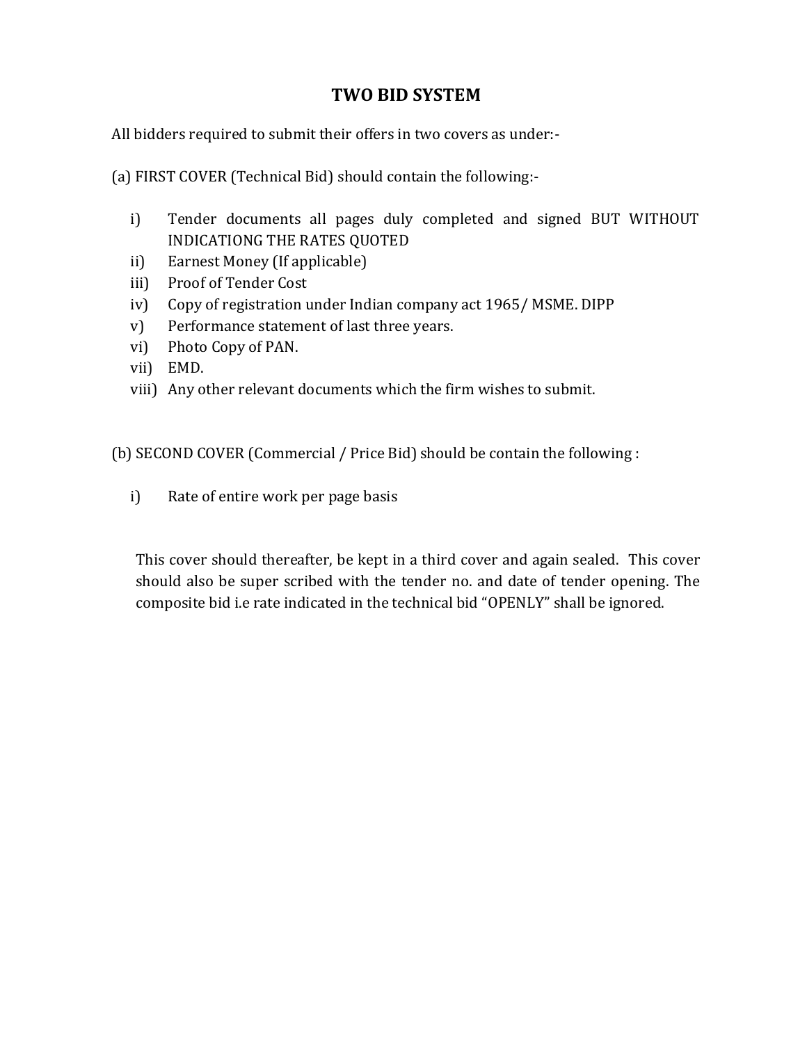# TWO BID SYSTEM

All bidders required to submit their offers in two covers as under:-

(a) FIRST COVER (Technical Bid) should contain the following:-

i) Tender documents all pages duly completed and signed BUT WITHOUT INDICATIONG THE RATES QUOTED
ii) Earnest Money (If applicable)
iii) Proof of Tender Cost
iv) Copy of registration under Indian company act 1965/ MSME. DIPP
v) Performance statement of last three years.
vi) Photo Copy of PAN.
vii) EMD.
viii) Any other relevant documents which the firm wishes to submit.

(b) SECOND COVER (Commercial / Price Bid) should be contain the following :

i) Rate of entire work per page basis

This cover should thereafter, be kept in a third cover and again sealed. This cover should also be super scribed with the tender no. and date of tender opening. The composite bid i.e rate indicated in the technical bid "OPENLY" shall be ignored.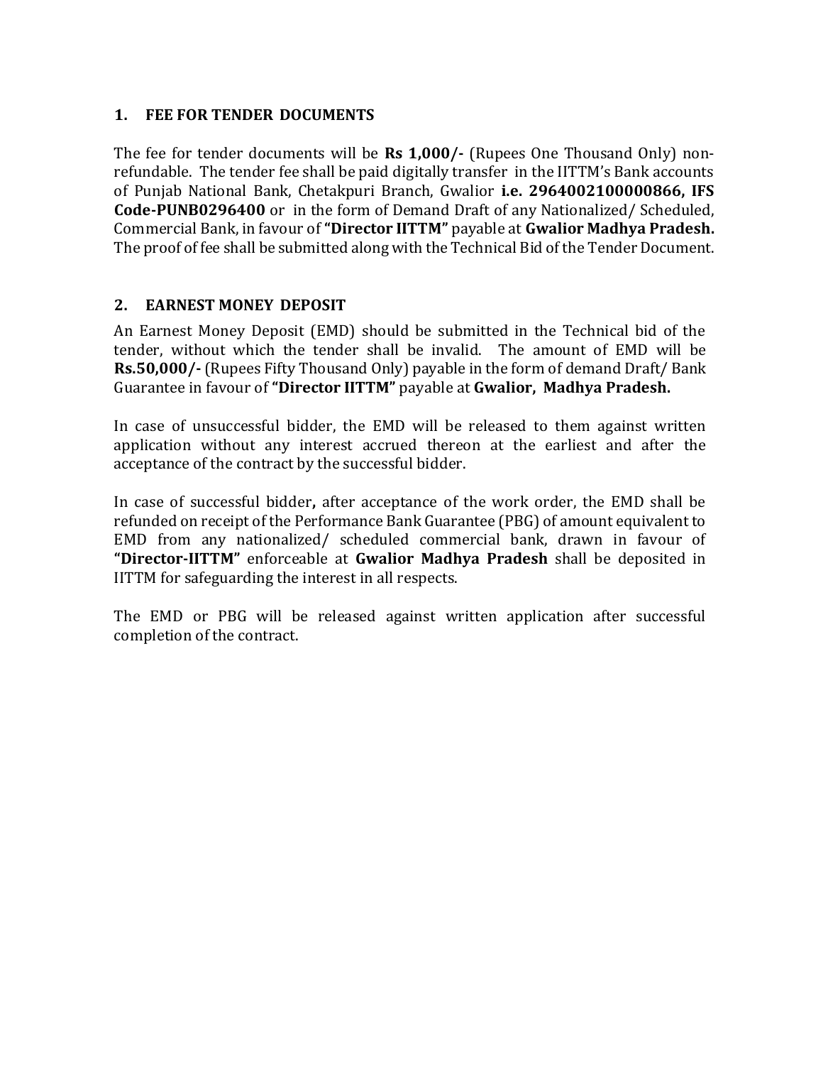## 1. FEE FOR TENDER DOCUMENTS

The fee for tender documents will be **Rs 1,000/-** (Rupees One Thousand Only) non-refundable. The tender fee shall be paid digitally transfer in the IITTM's Bank accounts of Punjab National Bank, Chetakpuri Branch, Gwalior **i.e. 2964002100000866, IFS Code-PUNB0296400** or in the form of Demand Draft of any Nationalized/ Scheduled, Commercial Bank, in favour of **"Director IITTM"** payable at **Gwalior Madhya Pradesh.** The proof of fee shall be submitted along with the Technical Bid of the Tender Document.

## 2. EARNEST MONEY DEPOSIT

An Earnest Money Deposit (EMD) should be submitted in the Technical bid of the tender, without which the tender shall be invalid. The amount of EMD will be **Rs.50,000/-** (Rupees Fifty Thousand Only) payable in the form of demand Draft/ Bank Guarantee in favour of **"Director IITTM"** payable at **Gwalior, Madhya Pradesh.**

In case of unsuccessful bidder, the EMD will be released to them against written application without any interest accrued thereon at the earliest and after the acceptance of the contract by the successful bidder.

In case of successful bidder**,** after acceptance of the work order, the EMD shall be refunded on receipt of the Performance Bank Guarantee (PBG) of amount equivalent to EMD from any nationalized/ scheduled commercial bank, drawn in favour of **"Director-IITTM"** enforceable at **Gwalior Madhya Pradesh** shall be deposited in IITTM for safeguarding the interest in all respects.

The EMD or PBG will be released against written application after successful completion of the contract.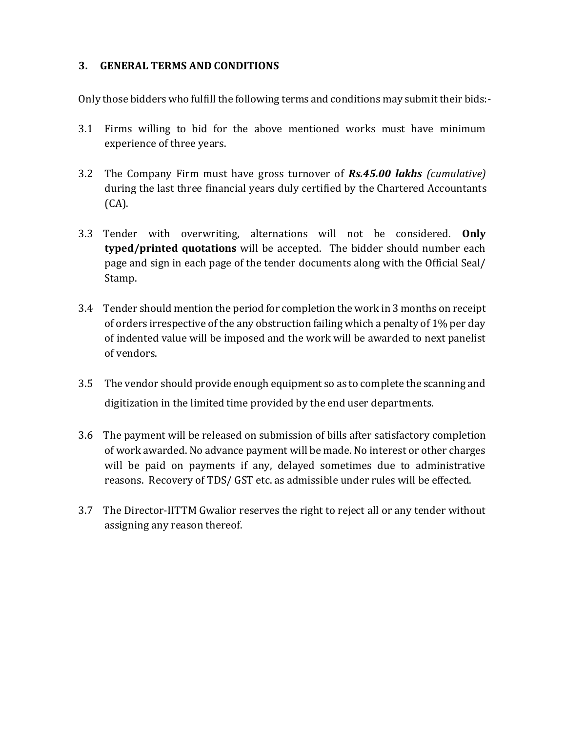## 3. GENERAL TERMS AND CONDITIONS

Only those bidders who fulfill the following terms and conditions may submit their bids:-

3.1 Firms willing to bid for the above mentioned works must have minimum experience of three years.

3.2 The Company Firm must have gross turnover of ***Rs.45.00 lakhs*** *(cumulative)* during the last three financial years duly certified by the Chartered Accountants (CA).

3.3 Tender with overwriting, alternations will not be considered. **Only typed/printed quotations** will be accepted. The bidder should number each page and sign in each page of the tender documents along with the Official Seal/ Stamp.

3.4 Tender should mention the period for completion the work in 3 months on receipt of orders irrespective of the any obstruction failing which a penalty of 1% per day of indented value will be imposed and the work will be awarded to next panelist of vendors.

3.5 The vendor should provide enough equipment so as to complete the scanning and digitization in the limited time provided by the end user departments.

3.6 The payment will be released on submission of bills after satisfactory completion of work awarded. No advance payment will be made. No interest or other charges will be paid on payments if any, delayed sometimes due to administrative reasons. Recovery of TDS/ GST etc. as admissible under rules will be effected.

3.7 The Director-IITTM Gwalior reserves the right to reject all or any tender without assigning any reason thereof.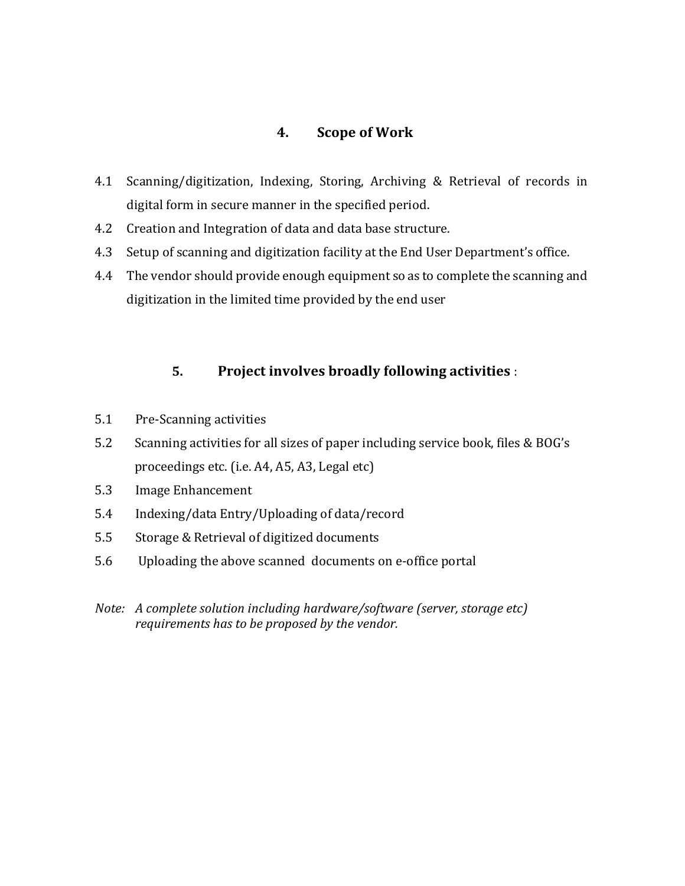## 4. Scope of Work

4.1 Scanning/digitization, Indexing, Storing, Archiving & Retrieval of records in digital form in secure manner in the specified period.

4.2 Creation and Integration of data and data base structure.

4.3 Setup of scanning and digitization facility at the End User Department's office.

4.4 The vendor should provide enough equipment so as to complete the scanning and digitization in the limited time provided by the end user

## 5. Project involves broadly following activities :

5.1 Pre-Scanning activities

5.2 Scanning activities for all sizes of paper including service book, files & BOG's proceedings etc. (i.e. A4, A5, A3, Legal etc)

5.3 Image Enhancement

5.4 Indexing/data Entry/Uploading of data/record

5.5 Storage & Retrieval of digitized documents

5.6 Uploading the above scanned documents on e-office portal

*Note: A complete solution including hardware/software (server, storage etc) requirements has to be proposed by the vendor.*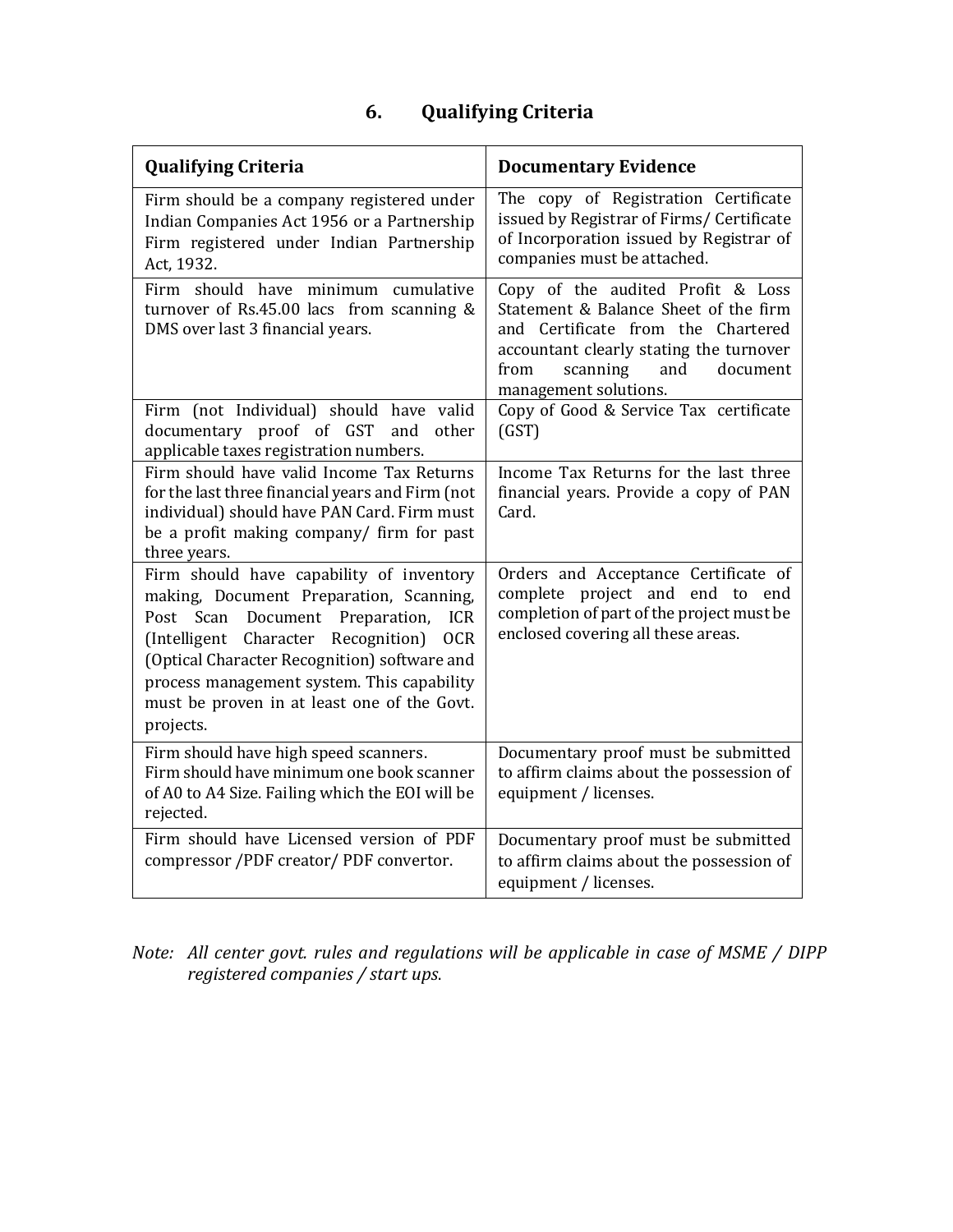## 6. Qualifying Criteria

| Qualifying Criteria | Documentary Evidence |
|---|---|
| Firm should be a company registered under Indian Companies Act 1956 or a Partnership Firm registered under Indian Partnership Act, 1932. | The copy of Registration Certificate issued by Registrar of Firms/ Certificate of Incorporation issued by Registrar of companies must be attached. |
| Firm should have minimum cumulative turnover of Rs.45.00 lacs from scanning & DMS over last 3 financial years. | Copy of the audited Profit & Loss Statement & Balance Sheet of the firm and Certificate from the Chartered accountant clearly stating the turnover from scanning and document management solutions. |
| Firm (not Individual) should have valid documentary proof of GST and other applicable taxes registration numbers. | Copy of Good & Service Tax certificate (GST) |
| Firm should have valid Income Tax Returns for the last three financial years and Firm (not individual) should have PAN Card. Firm must be a profit making company/ firm for past three years. | Income Tax Returns for the last three financial years. Provide a copy of PAN Card. |
| Firm should have capability of inventory making, Document Preparation, Scanning, Post Scan Document Preparation, ICR (Intelligent Character Recognition) OCR (Optical Character Recognition) software and process management system. This capability must be proven in at least one of the Govt. projects. | Orders and Acceptance Certificate of complete project and end to end completion of part of the project must be enclosed covering all these areas. |
| Firm should have high speed scanners.<br>Firm should have minimum one book scanner of A0 to A4 Size. Failing which the EOI will be rejected. | Documentary proof must be submitted to affirm claims about the possession of equipment / licenses. |
| Firm should have Licensed version of PDF compressor /PDF creator/ PDF convertor. | Documentary proof must be submitted to affirm claims about the possession of equipment / licenses. |

*Note: All center govt. rules and regulations will be applicable in case of MSME / DIPP registered companies / start ups.*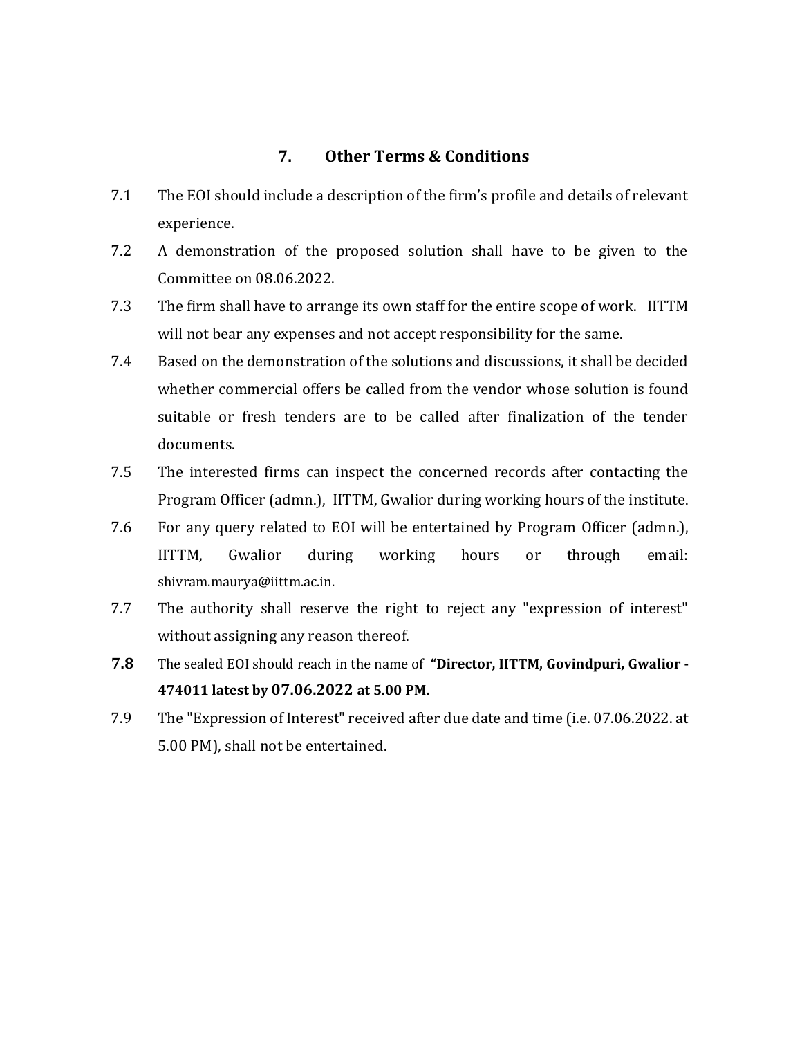## 7. Other Terms & Conditions

7.1 The EOI should include a description of the firm's profile and details of relevant experience.

7.2 A demonstration of the proposed solution shall have to be given to the Committee on 08.06.2022.

7.3 The firm shall have to arrange its own staff for the entire scope of work. IITTM will not bear any expenses and not accept responsibility for the same.

7.4 Based on the demonstration of the solutions and discussions, it shall be decided whether commercial offers be called from the vendor whose solution is found suitable or fresh tenders are to be called after finalization of the tender documents.

7.5 The interested firms can inspect the concerned records after contacting the Program Officer (admn.), IITTM, Gwalior during working hours of the institute.

7.6 For any query related to EOI will be entertained by Program Officer (admn.), IITTM, Gwalior during working hours or through email: shivram.maurya@iittm.ac.in.

7.7 The authority shall reserve the right to reject any "expression of interest" without assigning any reason thereof.

**7.8** The sealed EOI should reach in the name of **"Director, IITTM, Govindpuri, Gwalior - 474011 latest by 07.06.2022 at 5.00 PM.**

7.9 The "Expression of Interest" received after due date and time (i.e. 07.06.2022. at 5.00 PM), shall not be entertained.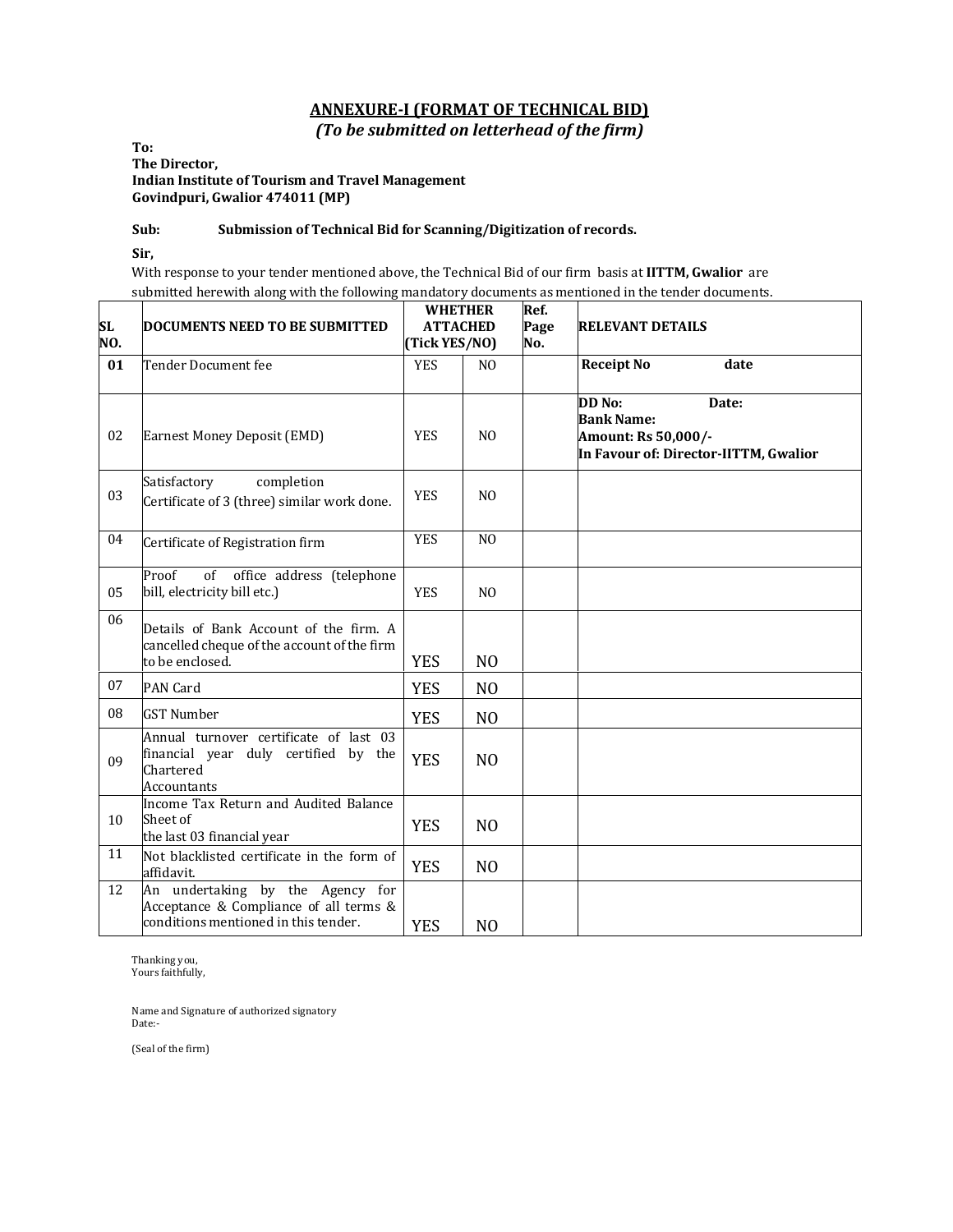## ANNEXURE-I (FORMAT OF TECHNICAL BID)

### *(To be submitted on letterhead of the firm)*

**To:**
**The Director,**
**Indian Institute of Tourism and Travel Management**
**Govindpuri, Gwalior 474011 (MP)**

**Sub:** **Submission of Technical Bid for Scanning/Digitization of records.**

**Sir,**

With response to your tender mentioned above, the Technical Bid of our firm basis at **IITTM, Gwalior** are submitted herewith along with the following mandatory documents as mentioned in the tender documents.

| SL NO. | DOCUMENTS NEED TO BE SUBMITTED | WHETHER ATTACHED (Tick YES/NO) | | Ref. Page No. | RELEVANT DETAILS |
|---|---|---|---|---|---|
| **01** | Tender Document fee | YES | NO | | **Receipt No date** |
| 02 | Earnest Money Deposit (EMD) | YES | NO | | **DD No: Date:**<br>**Bank Name:**<br>**Amount: Rs 50,000/-**<br>**In Favour of: Director-IITTM, Gwalior** |
| 03 | Satisfactory completion Certificate of 3 (three) similar work done. | YES | NO | | |
| 04 | Certificate of Registration firm | YES | NO | | |
| 05 | Proof of office address (telephone bill, electricity bill etc.) | YES | NO | | |
| 06 | Details of Bank Account of the firm. A cancelled cheque of the account of the firm to be enclosed. | YES | NO | | |
| 07 | PAN Card | YES | NO | | |
| 08 | GST Number | YES | NO | | |
| 09 | Annual turnover certificate of last 03 financial year duly certified by the Chartered Accountants | YES | NO | | |
| 10 | Income Tax Return and Audited Balance Sheet of the last 03 financial year | YES | NO | | |
| 11 | Not blacklisted certificate in the form of affidavit. | YES | NO | | |
| 12 | An undertaking by the Agency for Acceptance & Compliance of all terms & conditions mentioned in this tender. | YES | NO | | |

Thanking you,
Yours faithfully,

Name and Signature of authorized signatory
Date:-

(Seal of the firm)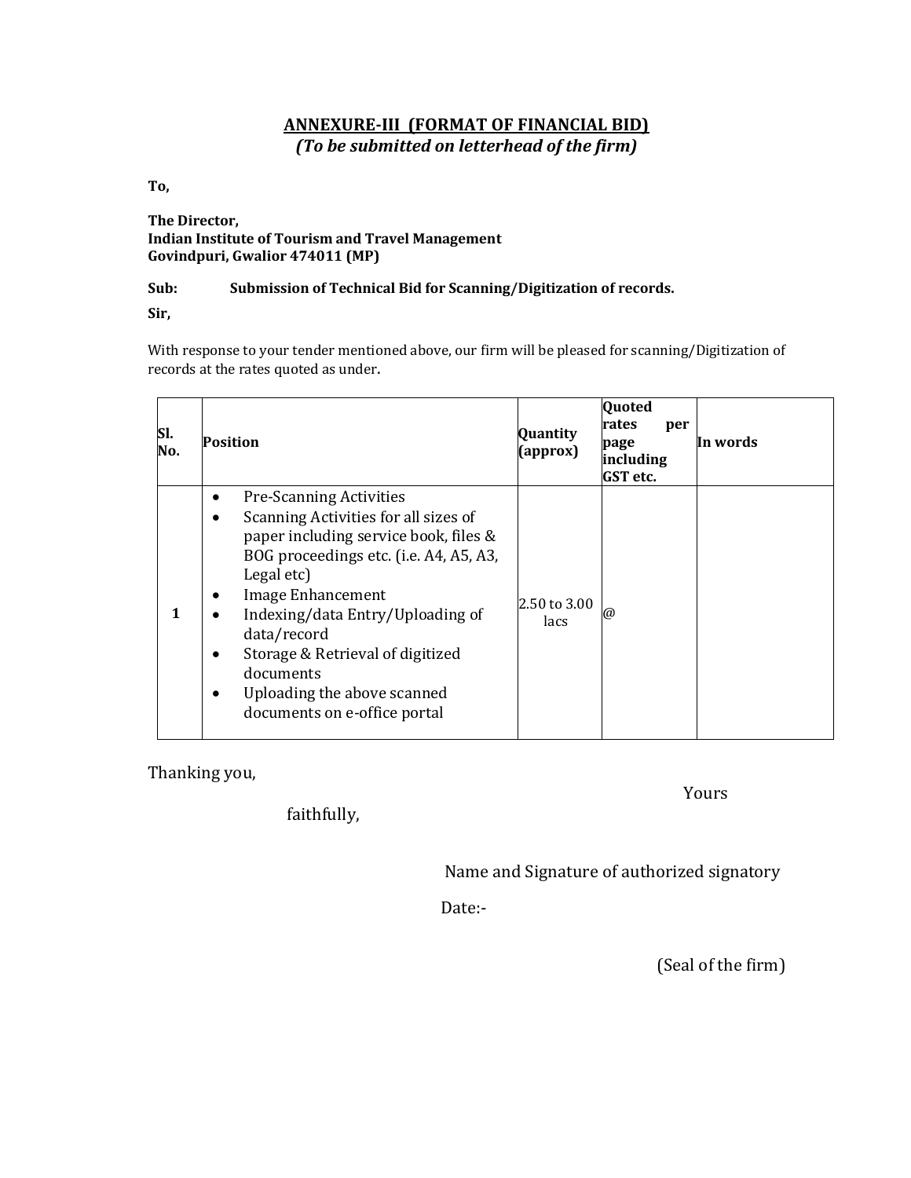## ANNEXURE-III (FORMAT OF FINANCIAL BID)

*(To be submitted on letterhead of the firm)*

**To,**

**The Director,**
**Indian Institute of Tourism and Travel Management**
**Govindpuri, Gwalior 474011 (MP)**

**Sub: Submission of Technical Bid for Scanning/Digitization of records.**

**Sir,**

With response to your tender mentioned above, our firm will be pleased for scanning/Digitization of records at the rates quoted as under.

| Sl. No. | Position | Quantity (approx) | Quoted rates per page including GST etc. | In words |
|---|---|---|---|---|
| **1** | • Pre-Scanning Activities<br>• Scanning Activities for all sizes of paper including service book, files & BOG proceedings etc. (i.e. A4, A5, A3, Legal etc)<br>• Image Enhancement<br>• Indexing/data Entry/Uploading of data/record<br>• Storage & Retrieval of digitized documents<br>• Uploading the above scanned documents on e-office portal | 2.50 to 3.00 lacs | @ | |

Thanking you,

Yours faithfully,

Name and Signature of authorized signatory

Date:-

(Seal of the firm)